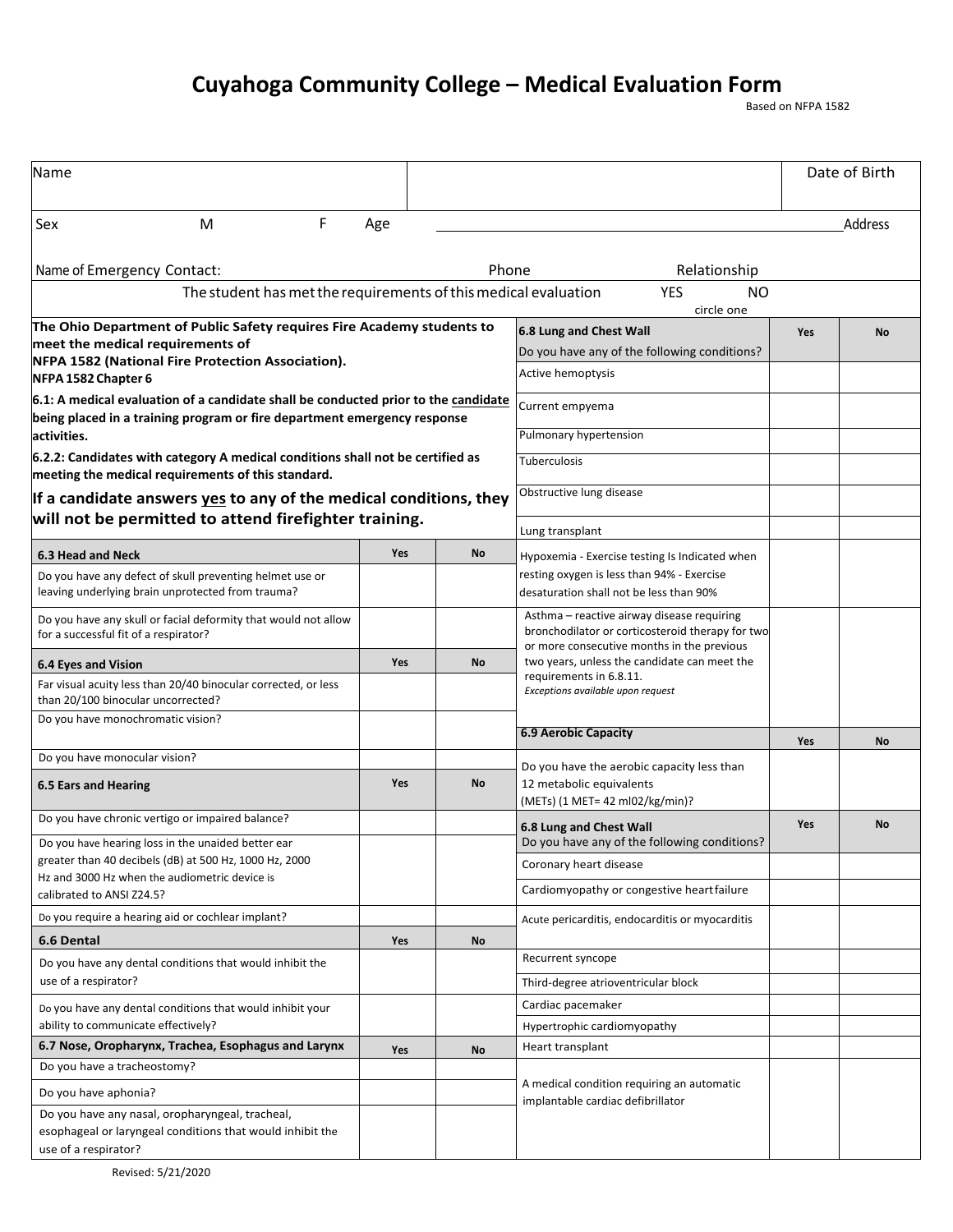# Cuyahoga Community College – Medical Evaluation Form

Based on NFPA 1582

| Name | | Date of Birth |
|---|---|---|
| Sex M F Age | | Address |
| Name of Emergency Contact: | Phone | Relationship |
| The student has met the requirements of this medical evaluation | YES NO (circle one) | |

**The Ohio Department of Public Safety requires Fire Academy students to meet the medical requirements of NFPA 1582 (National Fire Protection Association).**

**NFPA 1582 Chapter 6**

**6.1: A medical evaluation of a candidate shall be conducted prior to the candidate being placed in a training program or fire department emergency response activities.**

**6.2.2: Candidates with category A medical conditions shall not be certified as meeting the medical requirements of this standard.**

**If a candidate answers yes to any of the medical conditions, they will not be permitted to attend firefighter training.**

| 6.3 Head and Neck | Yes | No |
|---|---|---|
| Do you have any defect of skull preventing helmet use or leaving underlying brain unprotected from trauma? | | |
| Do you have any skull or facial deformity that would not allow for a successful fit of a respirator? | | |

| 6.4 Eyes and Vision | Yes | No |
|---|---|---|
| Far visual acuity less than 20/40 binocular corrected, or less than 20/100 binocular uncorrected? | | |
| Do you have monochromatic vision? | | |
| Do you have monocular vision? | | |

| 6.5 Ears and Hearing | Yes | No |
|---|---|---|
| Do you have chronic vertigo or impaired balance? | | |
| Do you have hearing loss in the unaided better ear greater than 40 decibels (dB) at 500 Hz, 1000 Hz, 2000 Hz and 3000 Hz when the audiometric device is calibrated to ANSI Z24.5? | | |
| Do you require a hearing aid or cochlear implant? | | |

| 6.6 Dental | Yes | No |
|---|---|---|
| Do you have any dental conditions that would inhibit the use of a respirator? | | |
| Do you have any dental conditions that would inhibit your ability to communicate effectively? | | |

| 6.7 Nose, Oropharynx, Trachea, Esophagus and Larynx | Yes | No |
|---|---|---|
| Do you have a tracheostomy? | | |
| Do you have aphonia? | | |
| Do you have any nasal, oropharyngeal, tracheal, esophageal or laryngeal conditions that would inhibit the use of a respirator? | | |

| 6.8 Lung and Chest Wall<br>Do you have any of the following conditions? | Yes | No |
|---|---|---|
| Active hemoptysis | | |
| Current empyema | | |
| Pulmonary hypertension | | |
| Tuberculosis | | |
| Obstructive lung disease | | |
| Lung transplant | | |
| Hypoxemia - Exercise testing Is Indicated when resting oxygen is less than 94% - Exercise desaturation shall not be less than 90% | | |
| Asthma – reactive airway disease requiring bronchodilator or corticosteroid therapy for two or more consecutive months in the previous two years, unless the candidate can meet the requirements in 6.8.11.<br>*Exceptions available upon request* | | |

| 6.9 Aerobic Capacity | Yes | No |
|---|---|---|
| Do you have the aerobic capacity less than 12 metabolic equivalents (METs) (1 MET= 42 ml02/kg/min)? | | |

| 6.8 Lung and Chest Wall<br>Do you have any of the following conditions? | Yes | No |
|---|---|---|
| Coronary heart disease | | |
| Cardiomyopathy or congestive heart failure | | |
| Acute pericarditis, endocarditis or myocarditis | | |
| Recurrent syncope | | |
| Third-degree atrioventricular block | | |
| Cardiac pacemaker | | |
| Hypertrophic cardiomyopathy | | |
| Heart transplant | | |
| A medical condition requiring an automatic implantable cardiac defibrillator | | |

Revised: 5/21/2020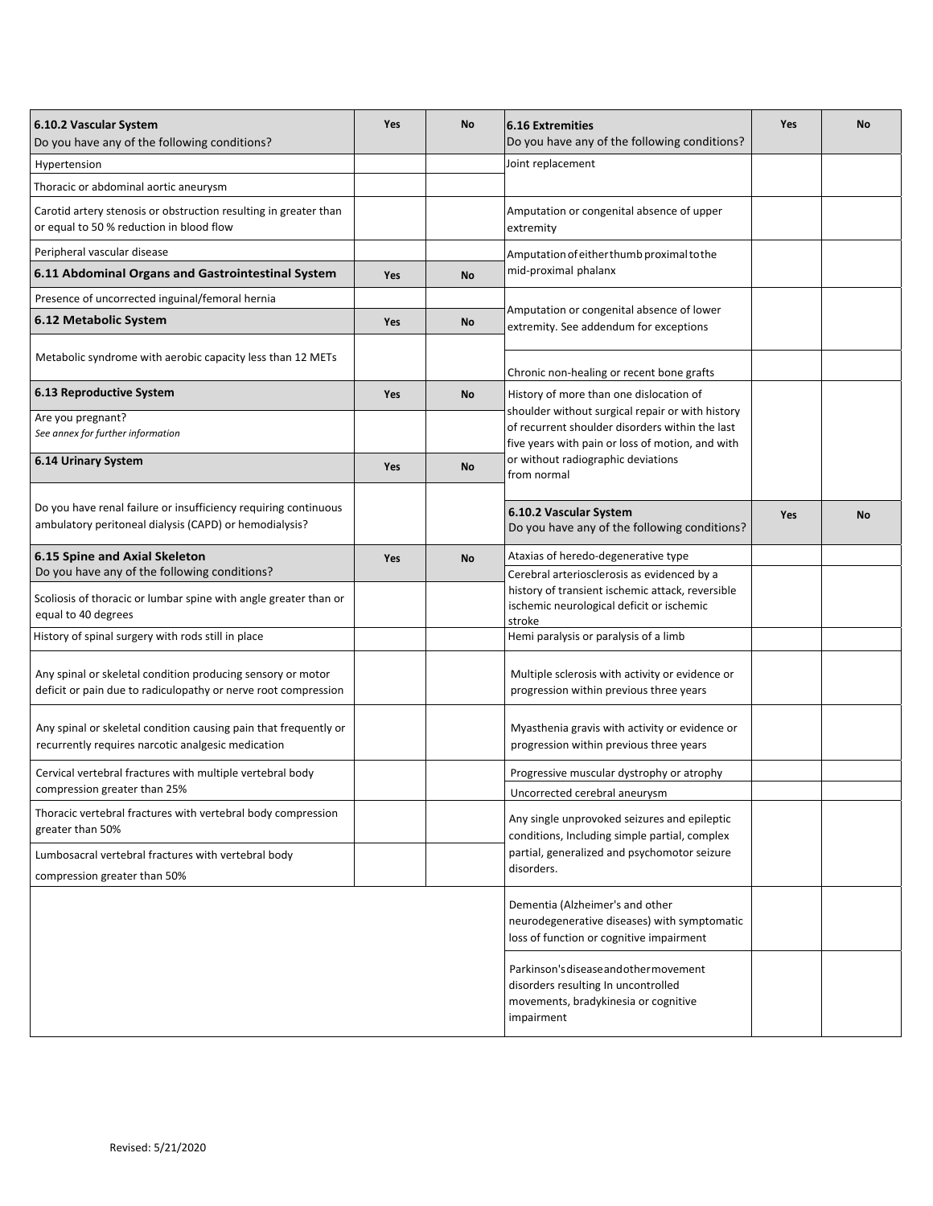| 6.10.2 Vascular System<br>Do you have any of the following conditions? | Yes | No |
|---|---|---|
| Hypertension | | |
| Thoracic or abdominal aortic aneurysm | | |
| Carotid artery stenosis or obstruction resulting in greater than or equal to 50 % reduction in blood flow | | |
| Peripheral vascular disease | | |

| 6.11 Abdominal Organs and Gastrointestinal System | Yes | No |
|---|---|---|
| Presence of uncorrected inguinal/femoral hernia | | |

| 6.12 Metabolic System | Yes | No |
|---|---|---|
| Metabolic syndrome with aerobic capacity less than 12 METs | | |

| 6.13 Reproductive System | Yes | No |
|---|---|---|
| Are you pregnant?<br>*See annex for further information* | | |

| 6.14 Urinary System | Yes | No |
|---|---|---|
| Do you have renal failure or insufficiency requiring continuous ambulatory peritoneal dialysis (CAPD) or hemodialysis? | | |

| 6.15 Spine and Axial Skeleton<br>Do you have any of the following conditions? | Yes | No |
|---|---|---|
| Scoliosis of thoracic or lumbar spine with angle greater than or equal to 40 degrees | | |
| History of spinal surgery with rods still in place | | |
| Any spinal or skeletal condition producing sensory or motor deficit or pain due to radiculopathy or nerve root compression | | |
| Any spinal or skeletal condition causing pain that frequently or recurrently requires narcotic analgesic medication | | |
| Cervical vertebral fractures with multiple vertebral body compression greater than 25% | | |
| Thoracic vertebral fractures with vertebral body compression greater than 50% | | |
| Lumbosacral vertebral fractures with vertebral body compression greater than 50% | | |

| 6.16 Extremities<br>Do you have any of the following conditions? | Yes | No |
|---|---|---|
| Joint replacement | | |
| Amputation or congenital absence of upper extremity | | |
| Amputation of either thumb proximal to the mid-proximal phalanx | | |
| Amputation or congenital absence of lower extremity. See addendum for exceptions | | |
| Chronic non-healing or recent bone grafts | | |
| History of more than one dislocation of shoulder without surgical repair or with history of recurrent shoulder disorders within the last five years with pain or loss of motion, and with or without radiographic deviations from normal | | |

| 6.10.2 Vascular System<br>Do you have any of the following conditions? | Yes | No |
|---|---|---|
| Ataxias of heredo-degenerative type | | |
| Cerebral arteriosclerosis as evidenced by a history of transient ischemic attack, reversible ischemic neurological deficit or ischemic stroke | | |
| Hemi paralysis or paralysis of a limb | | |
| Multiple sclerosis with activity or evidence or progression within previous three years | | |
| Myasthenia gravis with activity or evidence or progression within previous three years | | |
| Progressive muscular dystrophy or atrophy | | |
| Uncorrected cerebral aneurysm | | |
| Any single unprovoked seizures and epileptic conditions, Including simple partial, complex partial, generalized and psychomotor seizure disorders. | | |
| Dementia (Alzheimer's and other neurodegenerative diseases) with symptomatic loss of function or cognitive impairment | | |
| Parkinson's disease and other movement disorders resulting In uncontrolled movements, bradykinesia or cognitive impairment | | |

Revised: 5/21/2020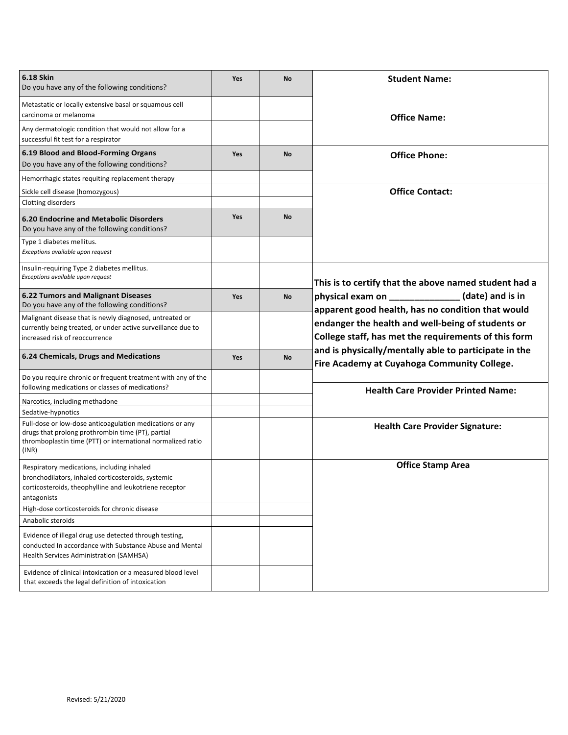| 6.18 Skin<br>Do you have any of the following conditions? | Yes | No |
|---|---|---|
| Metastatic or locally extensive basal or squamous cell carcinoma or melanoma | | |
| Any dermatologic condition that would not allow for a successful fit test for a respirator | | |
| **6.19 Blood and Blood-Forming Organs**<br>Do you have any of the following conditions? | **Yes** | **No** |
| Hemorrhagic states requiting replacement therapy | | |
| Sickle cell disease (homozygous) | | |
| Clotting disorders | | |
| **6.20 Endocrine and Metabolic Disorders**<br>Do you have any of the following conditions? | **Yes** | **No** |
| Type 1 diabetes mellitus.<br>*Exceptions available upon request* | | |
| Insulin-requiring Type 2 diabetes mellitus.<br>*Exceptions available upon request* | | |
| **6.22 Tumors and Malignant Diseases**<br>Do you have any of the following conditions? | **Yes** | **No** |
| Malignant disease that is newly diagnosed, untreated or currently being treated, or under active surveillance due to increased risk of reoccurrence | | |
| **6.24 Chemicals, Drugs and Medications** | **Yes** | **No** |
| Do you require chronic or frequent treatment with any of the following medications or classes of medications? | | |
| Narcotics, including methadone | | |
| Sedative-hypnotics | | |
| Full-dose or low-dose anticoagulation medications or any drugs that prolong prothrombin time (PT), partial thromboplastin time (PTT) or international normalized ratio (INR) | | |
| Respiratory medications, including inhaled bronchodilators, inhaled corticosteroids, systemic corticosteroids, theophylline and leukotriene receptor antagonists | | |
| High-dose corticosteroids for chronic disease | | |
| Anabolic steroids | | |
| Evidence of illegal drug use detected through testing, conducted In accordance with Substance Abuse and Mental Health Services Administration (SAMHSA) | | |
| Evidence of clinical intoxication or a measured blood level that exceeds the legal definition of intoxication | | |

**Student Name:**

**Office Name:**

**Office Phone:**

**Office Contact:**

**This is to certify that the above named student had a physical exam on ______________ (date) and is in apparent good health, has no condition that would endanger the health and well-being of students or College staff, has met the requirements of this form and is physically/mentally able to participate in the Fire Academy at Cuyahoga Community College.**

**Health Care Provider Printed Name:**

**Health Care Provider Signature:**

**Office Stamp Area**

Revised: 5/21/2020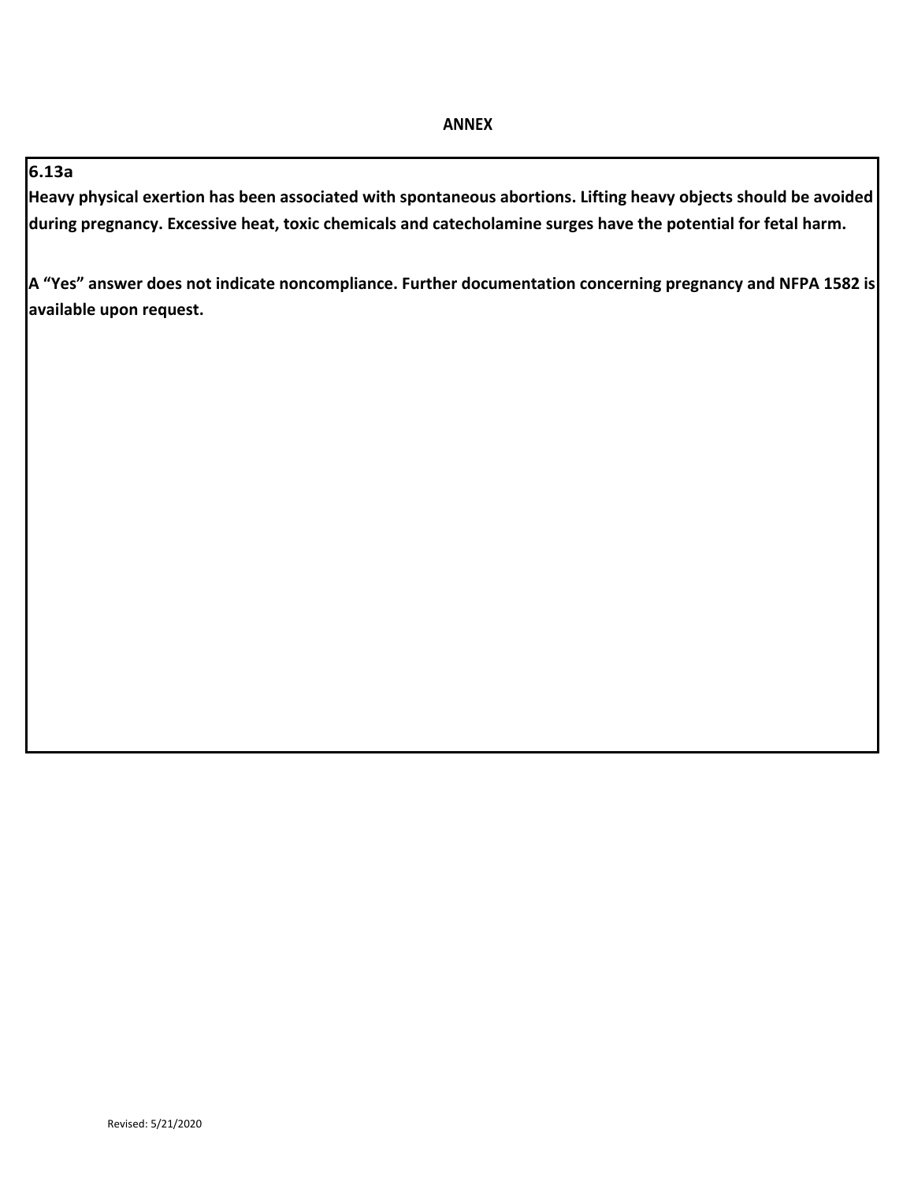# ANNEX

**6.13a**

**Heavy physical exertion has been associated with spontaneous abortions. Lifting heavy objects should be avoided during pregnancy. Excessive heat, toxic chemicals and catecholamine surges have the potential for fetal harm.**

**A "Yes" answer does not indicate noncompliance. Further documentation concerning pregnancy and NFPA 1582 is available upon request.**

Revised: 5/21/2020